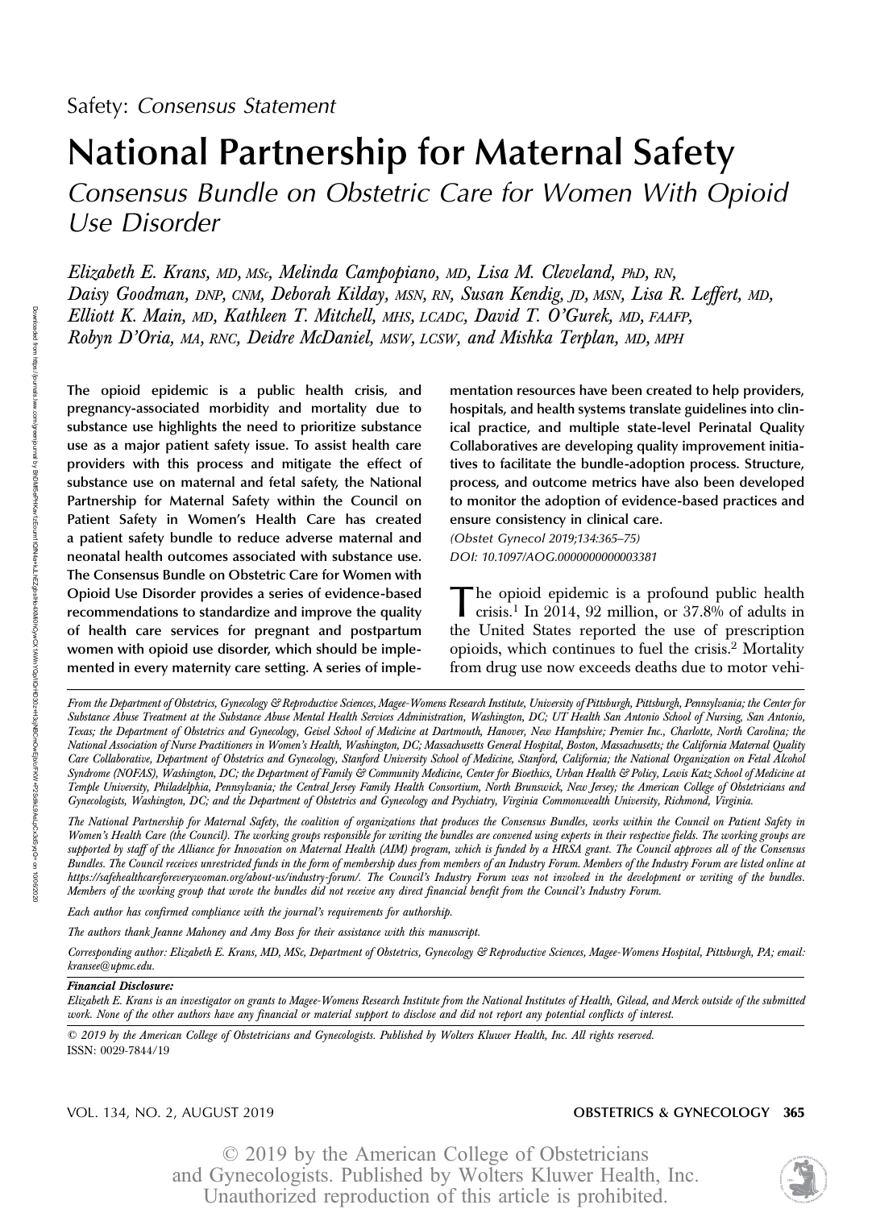Safety: *Consensus Statement*

# National Partnership for Maternal Safety

## *Consensus Bundle on Obstetric Care for Women With Opioid Use Disorder*

*Elizabeth E. Krans, MD, MSc, Melinda Campopiano, MD, Lisa M. Cleveland, PhD, RN, Daisy Goodman, DNP, CNM, Deborah Kilday, MSN, RN, Susan Kendig, JD, MSN, Lisa R. Leffert, MD, Elliott K. Main, MD, Kathleen T. Mitchell, MHS, LCADC, David T. O'Gurek, MD, FAAFP, Robyn D'Oria, MA, RNC, Deidre McDaniel, MSW, LCSW, and Mishka Terplan, MD, MPH*

**The opioid epidemic is a public health crisis, and pregnancy-associated morbidity and mortality due to substance use highlights the need to prioritize substance use as a major patient safety issue. To assist health care providers with this process and mitigate the effect of substance use on maternal and fetal safety, the National Partnership for Maternal Safety within the Council on Patient Safety in Women's Health Care has created a patient safety bundle to reduce adverse maternal and neonatal health outcomes associated with substance use. The Consensus Bundle on Obstetric Care for Women with Opioid Use Disorder provides a series of evidence-based recommendations to standardize and improve the quality of health care services for pregnant and postpartum women with opioid use disorder, which should be implemented in every maternity care setting. A series of implementation resources have been created to help providers, hospitals, and health systems translate guidelines into clinical practice, and multiple state-level Perinatal Quality Collaboratives are developing quality improvement initiatives to facilitate the bundle-adoption process. Structure, process, and outcome metrics have also been developed to monitor the adoption of evidence-based practices and ensure consistency in clinical care.**

*(Obstet Gynecol 2019;134:365–75)*
*DOI: 10.1097/AOG.0000000000003381*

The opioid epidemic is a profound public health crisis.[1] In 2014, 92 million, or 37.8% of adults in the United States reported the use of prescription opioids, which continues to fuel the crisis.[2] Mortality from drug use now exceeds deaths due to motor vehi-

*From the Department of Obstetrics, Gynecology & Reproductive Sciences, Magee-Womens Research Institute, University of Pittsburgh, Pittsburgh, Pennsylvania; the Center for Substance Abuse Treatment at the Substance Abuse Mental Health Services Administration, Washington, DC; UT Health San Antonio School of Nursing, San Antonio, Texas; the Department of Obstetrics and Gynecology, Geisel School of Medicine at Dartmouth, Hanover, New Hampshire; Premier Inc., Charlotte, North Carolina; the National Association of Nurse Practitioners in Women's Health, Washington, DC; Massachusetts General Hospital, Boston, Massachusetts; the California Maternal Quality Care Collaborative, Department of Obstetrics and Gynecology, Stanford University School of Medicine, Stanford, California; the National Organization on Fetal Alcohol Syndrome (NOFAS), Washington, DC; the Department of Family & Community Medicine, Center for Bioethics, Urban Health & Policy, Lewis Katz School of Medicine at Temple University, Philadelphia, Pennsylvania; the Central Jersey Family Health Consortium, North Brunswick, New Jersey; the American College of Obstetricians and Gynecologists, Washington, DC; and the Department of Obstetrics and Gynecology and Psychiatry, Virginia Commonwealth University, Richmond, Virginia.*

*The National Partnership for Maternal Safety, the coalition of organizations that produces the Consensus Bundles, works within the Council on Patient Safety in Women's Health Care (the Council). The working groups responsible for writing the bundles are convened using experts in their respective fields. The working groups are supported by staff of the Alliance for Innovation on Maternal Health (AIM) program, which is funded by a HRSA grant. The Council approves all of the Consensus Bundles. The Council receives unrestricted funds in the form of membership dues from members of an Industry Forum. Members of the Industry Forum are listed online at https://safehealthcareforeverywoman.org/about-us/industry-forum/. The Council's Industry Forum was not involved in the development or writing of the bundles. Members of the working group that wrote the bundles did not receive any direct financial benefit from the Council's Industry Forum.*

*Each author has confirmed compliance with the journal's requirements for authorship.*

*The authors thank Jeanne Mahoney and Amy Boss for their assistance with this manuscript.*

*Corresponding author: Elizabeth E. Krans, MD, MSc, Department of Obstetrics, Gynecology & Reproductive Sciences, Magee-Womens Hospital, Pittsburgh, PA; email: kransee@upmc.edu.*

***Financial Disclosure:***
*Elizabeth E. Krans is an investigator on grants to Magee-Womens Research Institute from the National Institutes of Health, Gilead, and Merck outside of the submitted work. None of the other authors have any financial or material support to disclose and did not report any potential conflicts of interest.*

*© 2019 by the American College of Obstetricians and Gynecologists. Published by Wolters Kluwer Health, Inc. All rights reserved.*
ISSN: 0029-7844/19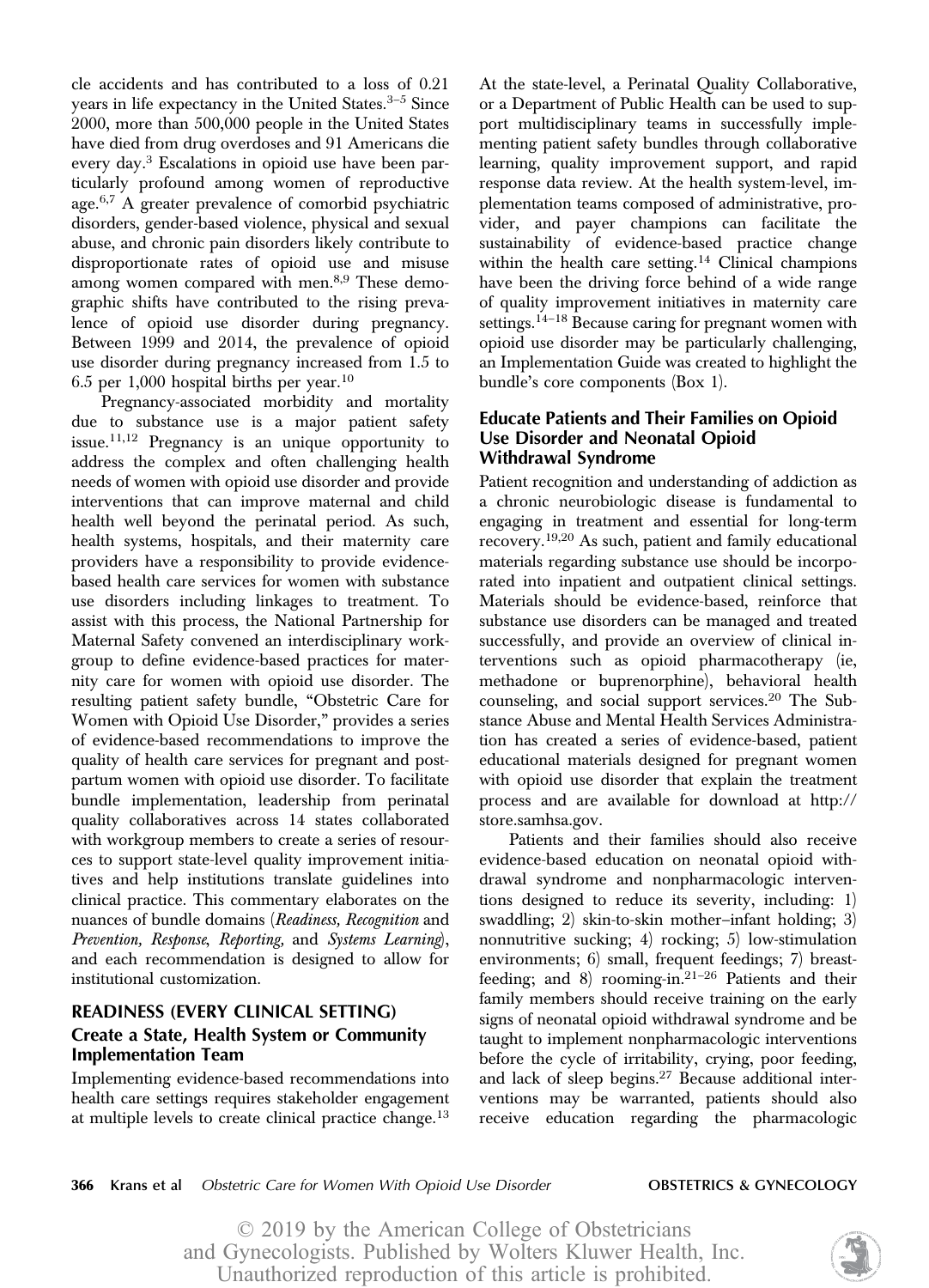cle accidents and has contributed to a loss of 0.21 years in life expectancy in the United States.[3–5] Since 2000, more than 500,000 people in the United States have died from drug overdoses and 91 Americans die every day.[3] Escalations in opioid use have been particularly profound among women of reproductive age.[6,7] A greater prevalence of comorbid psychiatric disorders, gender-based violence, physical and sexual abuse, and chronic pain disorders likely contribute to disproportionate rates of opioid use and misuse among women compared with men.[8,9] These demographic shifts have contributed to the rising prevalence of opioid use disorder during pregnancy. Between 1999 and 2014, the prevalence of opioid use disorder during pregnancy increased from 1.5 to 6.5 per 1,000 hospital births per year.[10]

Pregnancy-associated morbidity and mortality due to substance use is a major patient safety issue.[11,12] Pregnancy is an unique opportunity to address the complex and often challenging health needs of women with opioid use disorder and provide interventions that can improve maternal and child health well beyond the perinatal period. As such, health systems, hospitals, and their maternity care providers have a responsibility to provide evidence-based health care services for women with substance use disorders including linkages to treatment. To assist with this process, the National Partnership for Maternal Safety convened an interdisciplinary workgroup to define evidence-based practices for maternity care for women with opioid use disorder. The resulting patient safety bundle, "Obstetric Care for Women with Opioid Use Disorder," provides a series of evidence-based recommendations to improve the quality of health care services for pregnant and postpartum women with opioid use disorder. To facilitate bundle implementation, leadership from perinatal quality collaboratives across 14 states collaborated with workgroup members to create a series of resources to support state-level quality improvement initiatives and help institutions translate guidelines into clinical practice. This commentary elaborates on the nuances of bundle domains (*Readiness, Recognition* and *Prevention, Response, Reporting,* and *Systems Learning*), and each recommendation is designed to allow for institutional customization.

## READINESS (EVERY CLINICAL SETTING)

### Create a State, Health System or Community Implementation Team

Implementing evidence-based recommendations into health care settings requires stakeholder engagement at multiple levels to create clinical practice change.[13] At the state-level, a Perinatal Quality Collaborative, or a Department of Public Health can be used to support multidisciplinary teams in successfully implementing patient safety bundles through collaborative learning, quality improvement support, and rapid response data review. At the health system-level, implementation teams composed of administrative, provider, and payer champions can facilitate the sustainability of evidence-based practice change within the health care setting.[14] Clinical champions have been the driving force behind of a wide range of quality improvement initiatives in maternity care settings.[14–18] Because caring for pregnant women with opioid use disorder may be particularly challenging, an Implementation Guide was created to highlight the bundle's core components (Box 1).

### Educate Patients and Their Families on Opioid Use Disorder and Neonatal Opioid Withdrawal Syndrome

Patient recognition and understanding of addiction as a chronic neurobiologic disease is fundamental to engaging in treatment and essential for long-term recovery.[19,20] As such, patient and family educational materials regarding substance use should be incorporated into inpatient and outpatient clinical settings. Materials should be evidence-based, reinforce that substance use disorders can be managed and treated successfully, and provide an overview of clinical interventions such as opioid pharmacotherapy (ie, methadone or buprenorphine), behavioral health counseling, and social support services.[20] The Substance Abuse and Mental Health Services Administration has created a series of evidence-based, patient educational materials designed for pregnant women with opioid use disorder that explain the treatment process and are available for download at http://store.samhsa.gov.

Patients and their families should also receive evidence-based education on neonatal opioid withdrawal syndrome and nonpharmacologic interventions designed to reduce its severity, including: 1) swaddling; 2) skin-to-skin mother–infant holding; 3) nonnutritive sucking; 4) rocking; 5) low-stimulation environments; 6) small, frequent feedings; 7) breastfeeding; and 8) rooming-in.[21–26] Patients and their family members should receive training on the early signs of neonatal opioid withdrawal syndrome and be taught to implement nonpharmacologic interventions before the cycle of irritability, crying, poor feeding, and lack of sleep begins.[27] Because additional interventions may be warranted, patients should also receive education regarding the pharmacologic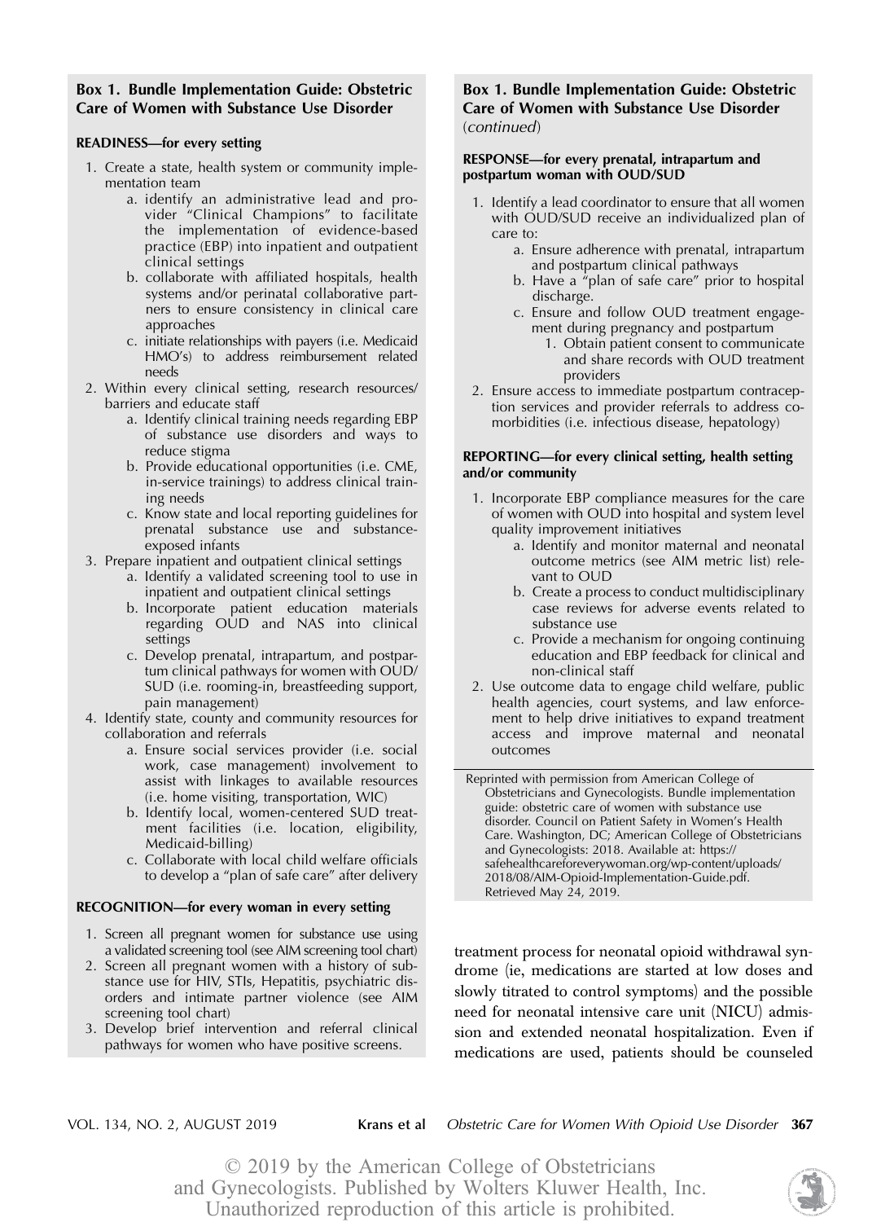### Box 1. Bundle Implementation Guide: Obstetric Care of Women with Substance Use Disorder

**READINESS—for every setting**

1. Create a state, health system or community implementation team
   a. identify an administrative lead and provider "Clinical Champions" to facilitate the implementation of evidence-based practice (EBP) into inpatient and outpatient clinical settings
   b. collaborate with affiliated hospitals, health systems and/or perinatal collaborative partners to ensure consistency in clinical care approaches
   c. initiate relationships with payers (i.e. Medicaid HMO's) to address reimbursement related needs
2. Within every clinical setting, research resources/barriers and educate staff
   a. Identify clinical training needs regarding EBP of substance use disorders and ways to reduce stigma
   b. Provide educational opportunities (i.e. CME, in-service trainings) to address clinical training needs
   c. Know state and local reporting guidelines for prenatal substance use and substance-exposed infants
3. Prepare inpatient and outpatient clinical settings
   a. Identify a validated screening tool to use in inpatient and outpatient clinical settings
   b. Incorporate patient education materials regarding OUD and NAS into clinical settings
   c. Develop prenatal, intrapartum, and postpartum clinical pathways for women with OUD/SUD (i.e. rooming-in, breastfeeding support, pain management)
4. Identify state, county and community resources for collaboration and referrals
   a. Ensure social services provider (i.e. social work, case management) involvement to assist with linkages to available resources (i.e. home visiting, transportation, WIC)
   b. Identify local, women-centered SUD treatment facilities (i.e. location, eligibility, Medicaid-billing)
   c. Collaborate with local child welfare officials to develop a "plan of safe care" after delivery

**RECOGNITION—for every woman in every setting**

1. Screen all pregnant women for substance use using a validated screening tool (see AIM screening tool chart)
2. Screen all pregnant women with a history of substance use for HIV, STIs, Hepatitis, psychiatric disorders and intimate partner violence (see AIM screening tool chart)
3. Develop brief intervention and referral clinical pathways for women who have positive screens.

**RESPONSE—for every prenatal, intrapartum and postpartum woman with OUD/SUD**

1. Identify a lead coordinator to ensure that all women with OUD/SUD receive an individualized plan of care to:
   a. Ensure adherence with prenatal, intrapartum and postpartum clinical pathways
   b. Have a "plan of safe care" prior to hospital discharge.
   c. Ensure and follow OUD treatment engagement during pregnancy and postpartum
      1. Obtain patient consent to communicate and share records with OUD treatment providers
2. Ensure access to immediate postpartum contraception services and provider referrals to address comorbidities (i.e. infectious disease, hepatology)

**REPORTING—for every clinical setting, health setting and/or community**

1. Incorporate EBP compliance measures for the care of women with OUD into hospital and system level quality improvement initiatives
   a. Identify and monitor maternal and neonatal outcome metrics (see AIM metric list) relevant to OUD
   b. Create a process to conduct multidisciplinary case reviews for adverse events related to substance use
   c. Provide a mechanism for ongoing continuing education and EBP feedback for clinical and non-clinical staff
2. Use outcome data to engage child welfare, public health agencies, court systems, and law enforcement to help drive initiatives to expand treatment access and improve maternal and neonatal outcomes

Reprinted with permission from American College of Obstetricians and Gynecologists. Bundle implementation guide: obstetric care of women with substance use disorder. Council on Patient Safety in Women's Health Care. Washington, DC; American College of Obstetricians and Gynecologists: 2018. Available at: https://safehealthcareforeverywoman.org/wp-content/uploads/2018/08/AIM-Opioid-Implementation-Guide.pdf. Retrieved May 24, 2019.

treatment process for neonatal opioid withdrawal syndrome (ie, medications are started at low doses and slowly titrated to control symptoms) and the possible need for neonatal intensive care unit (NICU) admission and extended neonatal hospitalization. Even if medications are used, patients should be counseled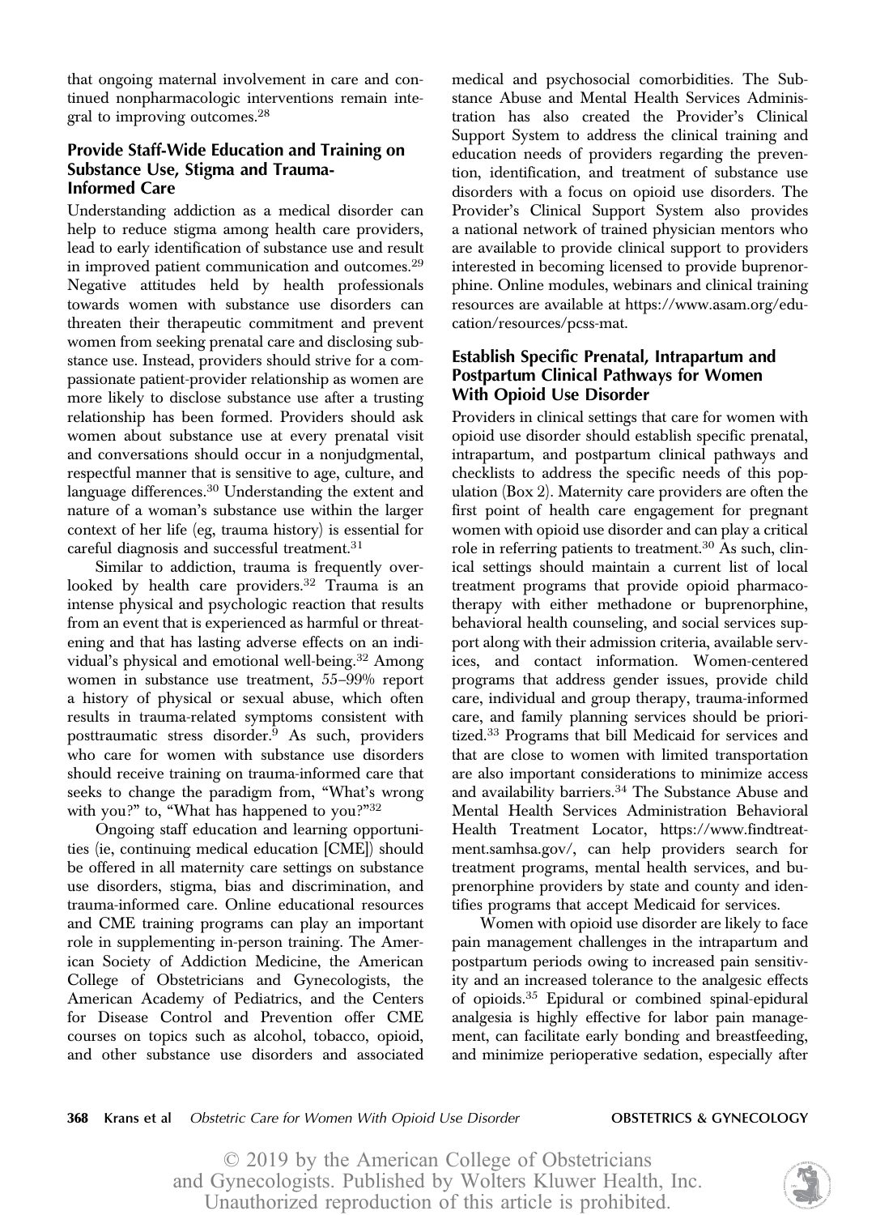that ongoing maternal involvement in care and continued nonpharmacologic interventions remain integral to improving outcomes.[28]

## Provide Staff-Wide Education and Training on Substance Use, Stigma and Trauma-Informed Care

Understanding addiction as a medical disorder can help to reduce stigma among health care providers, lead to early identification of substance use and result in improved patient communication and outcomes.[29] Negative attitudes held by health professionals towards women with substance use disorders can threaten their therapeutic commitment and prevent women from seeking prenatal care and disclosing substance use. Instead, providers should strive for a compassionate patient-provider relationship as women are more likely to disclose substance use after a trusting relationship has been formed. Providers should ask women about substance use at every prenatal visit and conversations should occur in a nonjudgmental, respectful manner that is sensitive to age, culture, and language differences.[30] Understanding the extent and nature of a woman's substance use within the larger context of her life (eg, trauma history) is essential for careful diagnosis and successful treatment.[31]

Similar to addiction, trauma is frequently overlooked by health care providers.[32] Trauma is an intense physical and psychologic reaction that results from an event that is experienced as harmful or threatening and that has lasting adverse effects on an individual's physical and emotional well-being.[32] Among women in substance use treatment, 55–99% report a history of physical or sexual abuse, which often results in trauma-related symptoms consistent with posttraumatic stress disorder.[9] As such, providers who care for women with substance use disorders should receive training on trauma-informed care that seeks to change the paradigm from, "What's wrong with you?" to, "What has happened to you?"[32]

Ongoing staff education and learning opportunities (ie, continuing medical education [CME]) should be offered in all maternity care settings on substance use disorders, stigma, bias and discrimination, and trauma-informed care. Online educational resources and CME training programs can play an important role in supplementing in-person training. The American Society of Addiction Medicine, the American College of Obstetricians and Gynecologists, the American Academy of Pediatrics, and the Centers for Disease Control and Prevention offer CME courses on topics such as alcohol, tobacco, opioid, and other substance use disorders and associated medical and psychosocial comorbidities. The Substance Abuse and Mental Health Services Administration has also created the Provider's Clinical Support System to address the clinical training and education needs of providers regarding the prevention, identification, and treatment of substance use disorders with a focus on opioid use disorders. The Provider's Clinical Support System also provides a national network of trained physician mentors who are available to provide clinical support to providers interested in becoming licensed to provide buprenorphine. Online modules, webinars and clinical training resources are available at https://www.asam.org/education/resources/pcss-mat.

## Establish Specific Prenatal, Intrapartum and Postpartum Clinical Pathways for Women With Opioid Use Disorder

Providers in clinical settings that care for women with opioid use disorder should establish specific prenatal, intrapartum, and postpartum clinical pathways and checklists to address the specific needs of this population (Box 2). Maternity care providers are often the first point of health care engagement for pregnant women with opioid use disorder and can play a critical role in referring patients to treatment.[30] As such, clinical settings should maintain a current list of local treatment programs that provide opioid pharmacotherapy with either methadone or buprenorphine, behavioral health counseling, and social services support along with their admission criteria, available services, and contact information. Women-centered programs that address gender issues, provide child care, individual and group therapy, trauma-informed care, and family planning services should be prioritized.[33] Programs that bill Medicaid for services and that are close to women with limited transportation are also important considerations to minimize access and availability barriers.[34] The Substance Abuse and Mental Health Services Administration Behavioral Health Treatment Locator, https://www.findtreatment.samhsa.gov/, can help providers search for treatment programs, mental health services, and buprenorphine providers by state and county and identifies programs that accept Medicaid for services.

Women with opioid use disorder are likely to face pain management challenges in the intrapartum and postpartum periods owing to increased pain sensitivity and an increased tolerance to the analgesic effects of opioids.[35] Epidural or combined spinal-epidural analgesia is highly effective for labor pain management, can facilitate early bonding and breastfeeding, and minimize perioperative sedation, especially after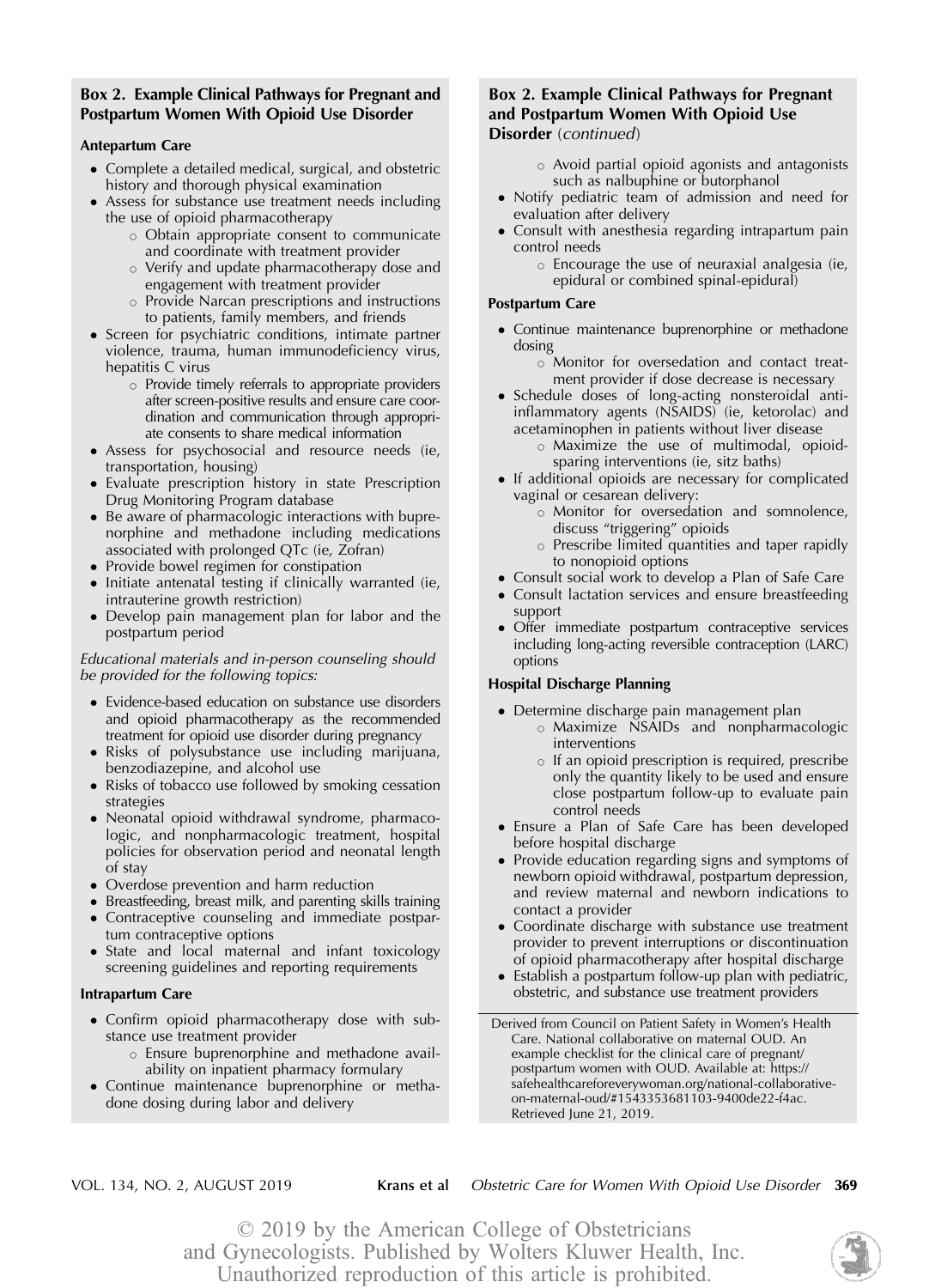### Box 2. Example Clinical Pathways for Pregnant and Postpartum Women With Opioid Use Disorder

**Antepartum Care**

- Complete a detailed medical, surgical, and obstetric history and thorough physical examination
- Assess for substance use treatment needs including the use of opioid pharmacotherapy
  - Obtain appropriate consent to communicate and coordinate with treatment provider
  - Verify and update pharmacotherapy dose and engagement with treatment provider
  - Provide Narcan prescriptions and instructions to patients, family members, and friends
- Screen for psychiatric conditions, intimate partner violence, trauma, human immunodeficiency virus, hepatitis C virus
  - Provide timely referrals to appropriate providers after screen-positive results and ensure care coordination and communication through appropriate consents to share medical information
- Assess for psychosocial and resource needs (ie, transportation, housing)
- Evaluate prescription history in state Prescription Drug Monitoring Program database
- Be aware of pharmacologic interactions with buprenorphine and methadone including medications associated with prolonged QTc (ie, Zofran)
- Provide bowel regimen for constipation
- Initiate antenatal testing if clinically warranted (ie, intrauterine growth restriction)
- Develop pain management plan for labor and the postpartum period

*Educational materials and in-person counseling should be provided for the following topics:*

- Evidence-based education on substance use disorders and opioid pharmacotherapy as the recommended treatment for opioid use disorder during pregnancy
- Risks of polysubstance use including marijuana, benzodiazepine, and alcohol use
- Risks of tobacco use followed by smoking cessation strategies
- Neonatal opioid withdrawal syndrome, pharmacologic, and nonpharmacologic treatment, hospital policies for observation period and neonatal length of stay
- Overdose prevention and harm reduction
- Breastfeeding, breast milk, and parenting skills training
- Contraceptive counseling and immediate postpartum contraceptive options
- State and local maternal and infant toxicology screening guidelines and reporting requirements

**Intrapartum Care**

- Confirm opioid pharmacotherapy dose with substance use treatment provider
  - Ensure buprenorphine and methadone availability on inpatient pharmacy formulary
- Continue maintenance buprenorphine or methadone dosing during labor and delivery
  - Avoid partial opioid agonists and antagonists such as nalbuphine or butorphanol
- Notify pediatric team of admission and need for evaluation after delivery
- Consult with anesthesia regarding intrapartum pain control needs
  - Encourage the use of neuraxial analgesia (ie, epidural or combined spinal-epidural)

**Postpartum Care**

- Continue maintenance buprenorphine or methadone dosing
  - Monitor for oversedation and contact treatment provider if dose decrease is necessary
- Schedule doses of long-acting nonsteroidal anti-inflammatory agents (NSAIDS) (ie, ketorolac) and acetaminophen in patients without liver disease
  - Maximize the use of multimodal, opioid-sparing interventions (ie, sitz baths)
- If additional opioids are necessary for complicated vaginal or cesarean delivery:
  - Monitor for oversedation and somnolence, discuss "triggering" opioids
  - Prescribe limited quantities and taper rapidly to nonopioid options
- Consult social work to develop a Plan of Safe Care
- Consult lactation services and ensure breastfeeding support
- Offer immediate postpartum contraceptive services including long-acting reversible contraception (LARC) options

**Hospital Discharge Planning**

- Determine discharge pain management plan
  - Maximize NSAIDs and nonpharmacologic interventions
  - If an opioid prescription is required, prescribe only the quantity likely to be used and ensure close postpartum follow-up to evaluate pain control needs
- Ensure a Plan of Safe Care has been developed before hospital discharge
- Provide education regarding signs and symptoms of newborn opioid withdrawal, postpartum depression, and review maternal and newborn indications to contact a provider
- Coordinate discharge with substance use treatment provider to prevent interruptions or discontinuation of opioid pharmacotherapy after hospital discharge
- Establish a postpartum follow-up plan with pediatric, obstetric, and substance use treatment providers

Derived from Council on Patient Safety in Women's Health Care. National collaborative on maternal OUD. An example checklist for the clinical care of pregnant/postpartum women with OUD. Available at: https://safehealthcareforeverywoman.org/national-collaborative-on-maternal-oud/#1543353681103-9400de22-f4ac. Retrieved June 21, 2019.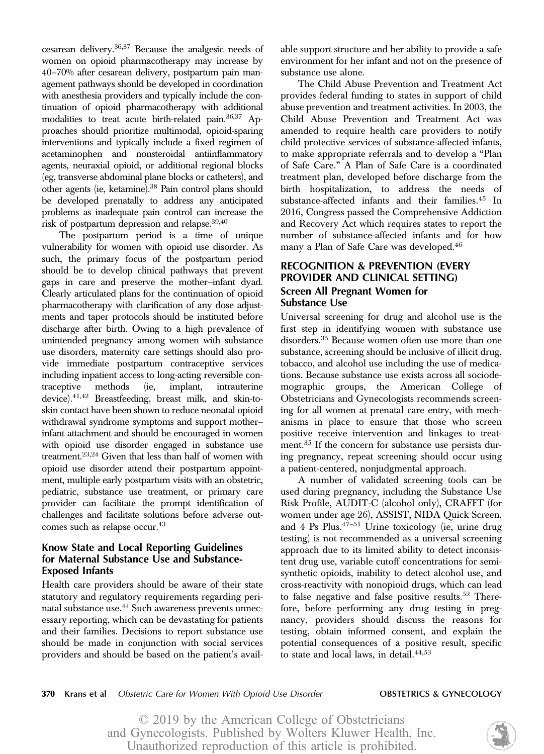cesarean delivery.[36,37] Because the analgesic needs of women on opioid pharmacotherapy may increase by 40–70% after cesarean delivery, postpartum pain management pathways should be developed in coordination with anesthesia providers and typically include the continuation of opioid pharmacotherapy with additional modalities to treat acute birth-related pain.[36,37] Approaches should prioritize multimodal, opioid-sparing interventions and typically include a fixed regimen of acetaminophen and nonsteroidal antiinflammatory agents, neuraxial opioid, or additional regional blocks (eg, transverse abdominal plane blocks or catheters), and other agents (ie, ketamine).[38] Pain control plans should be developed prenatally to address any anticipated problems as inadequate pain control can increase the risk of postpartum depression and relapse.[39,40]

The postpartum period is a time of unique vulnerability for women with opioid use disorder. As such, the primary focus of the postpartum period should be to develop clinical pathways that prevent gaps in care and preserve the mother–infant dyad. Clearly articulated plans for the continuation of opioid pharmacotherapy with clarification of any dose adjustments and taper protocols should be instituted before discharge after birth. Owing to a high prevalence of unintended pregnancy among women with substance use disorders, maternity care settings should also provide immediate postpartum contraceptive services including inpatient access to long-acting reversible contraceptive methods (ie, implant, intrauterine device).[41,42] Breastfeeding, breast milk, and skin-to-skin contact have been shown to reduce neonatal opioid withdrawal syndrome symptoms and support mother–infant attachment and should be encouraged in women with opioid use disorder engaged in substance use treatment.[23,24] Given that less than half of women with opioid use disorder attend their postpartum appointment, multiple early postpartum visits with an obstetric, pediatric, substance use treatment, or primary care provider can facilitate the prompt identification of challenges and facilitate solutions before adverse outcomes such as relapse occur.[43]

### Know State and Local Reporting Guidelines for Maternal Substance Use and Substance-Exposed Infants

Health care providers should be aware of their state statutory and regulatory requirements regarding perinatal substance use.[44] Such awareness prevents unnecessary reporting, which can be devastating for patients and their families. Decisions to report substance use should be made in conjunction with social services providers and should be based on the patient's available support structure and her ability to provide a safe environment for her infant and not on the presence of substance use alone.

The Child Abuse Prevention and Treatment Act provides federal funding to states in support of child abuse prevention and treatment activities. In 2003, the Child Abuse Prevention and Treatment Act was amended to require health care providers to notify child protective services of substance-affected infants, to make appropriate referrals and to develop a "Plan of Safe Care." A Plan of Safe Care is a coordinated treatment plan, developed before discharge from the birth hospitalization, to address the needs of substance-affected infants and their families.[45] In 2016, Congress passed the Comprehensive Addiction and Recovery Act which requires states to report the number of substance-affected infants and for how many a Plan of Safe Care was developed.[46]

## RECOGNITION & PREVENTION (EVERY PROVIDER AND CLINICAL SETTING)

### Screen All Pregnant Women for Substance Use

Universal screening for drug and alcohol use is the first step in identifying women with substance use disorders.[35] Because women often use more than one substance, screening should be inclusive of illicit drug, tobacco, and alcohol use including the use of medications. Because substance use exists across all sociodemographic groups, the American College of Obstetricians and Gynecologists recommends screening for all women at prenatal care entry, with mechanisms in place to ensure that those who screen positive receive intervention and linkages to treatment.[35] If the concern for substance use persists during pregnancy, repeat screening should occur using a patient-centered, nonjudgmental approach.

A number of validated screening tools can be used during pregnancy, including the Substance Use Risk Profile, AUDIT-C (alcohol only), CRAFFT (for women under age 26), ASSIST, NIDA Quick Screen, and 4 Ps Plus.[47–51] Urine toxicology (ie, urine drug testing) is not recommended as a universal screening approach due to its limited ability to detect inconsistent drug use, variable cutoff concentrations for semi-synthetic opioids, inability to detect alcohol use, and cross-reactivity with nonopioid drugs, which can lead to false negative and false positive results.[52] Therefore, before performing any drug testing in pregnancy, providers should discuss the reasons for testing, obtain informed consent, and explain the potential consequences of a positive result, specific to state and local laws, in detail.[44,53]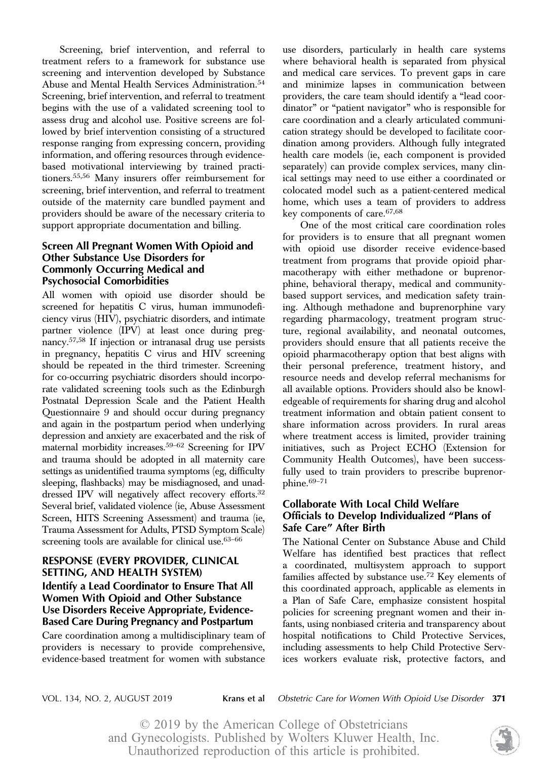Screening, brief intervention, and referral to treatment refers to a framework for substance use screening and intervention developed by Substance Abuse and Mental Health Services Administration.[54] Screening, brief intervention, and referral to treatment begins with the use of a validated screening tool to assess drug and alcohol use. Positive screens are followed by brief intervention consisting of a structured response ranging from expressing concern, providing information, and offering resources through evidence-based motivational interviewing by trained practitioners.[55,56] Many insurers offer reimbursement for screening, brief intervention, and referral to treatment outside of the maternity care bundled payment and providers should be aware of the necessary criteria to support appropriate documentation and billing.

### Screen All Pregnant Women With Opioid and Other Substance Use Disorders for Commonly Occurring Medical and Psychosocial Comorbidities

All women with opioid use disorder should be screened for hepatitis C virus, human immunodeficiency virus (HIV), psychiatric disorders, and intimate partner violence (IPV) at least once during pregnancy.[57,58] If injection or intranasal drug use persists in pregnancy, hepatitis C virus and HIV screening should be repeated in the third trimester. Screening for co-occurring psychiatric disorders should incorporate validated screening tools such as the Edinburgh Postnatal Depression Scale and the Patient Health Questionnaire 9 and should occur during pregnancy and again in the postpartum period when underlying depression and anxiety are exacerbated and the risk of maternal morbidity increases.[59–62] Screening for IPV and trauma should be adopted in all maternity care settings as unidentified trauma symptoms (eg, difficulty sleeping, flashbacks) may be misdiagnosed, and unaddressed IPV will negatively affect recovery efforts.[32] Several brief, validated violence (ie, Abuse Assessment Screen, HITS Screening Assessment) and trauma (ie, Trauma Assessment for Adults, PTSD Symptom Scale) screening tools are available for clinical use.[63–66]

## RESPONSE (EVERY PROVIDER, CLINICAL SETTING, AND HEALTH SYSTEM)

### Identify a Lead Coordinator to Ensure That All Women With Opioid and Other Substance Use Disorders Receive Appropriate, Evidence-Based Care During Pregnancy and Postpartum

Care coordination among a multidisciplinary team of providers is necessary to provide comprehensive, evidence-based treatment for women with substance use disorders, particularly in health care systems where behavioral health is separated from physical and medical care services. To prevent gaps in care and minimize lapses in communication between providers, the care team should identify a "lead coordinator" or "patient navigator" who is responsible for care coordination and a clearly articulated communication strategy should be developed to facilitate coordination among providers. Although fully integrated health care models (ie, each component is provided separately) can provide complex services, many clinical settings may need to use either a coordinated or colocated model such as a patient-centered medical home, which uses a team of providers to address key components of care.[67,68]

One of the most critical care coordination roles for providers is to ensure that all pregnant women with opioid use disorder receive evidence-based treatment from programs that provide opioid pharmacotherapy with either methadone or buprenorphine, behavioral therapy, medical and community-based support services, and medication safety training. Although methadone and buprenorphine vary regarding pharmacology, treatment program structure, regional availability, and neonatal outcomes, providers should ensure that all patients receive the opioid pharmacotherapy option that best aligns with their personal preference, treatment history, and resource needs and develop referral mechanisms for all available options. Providers should also be knowledgeable of requirements for sharing drug and alcohol treatment information and obtain patient consent to share information across providers. In rural areas where treatment access is limited, provider training initiatives, such as Project ECHO (Extension for Community Health Outcomes), have been successfully used to train providers to prescribe buprenorphine.[69–71]

### Collaborate With Local Child Welfare Officials to Develop Individualized "Plans of Safe Care" After Birth

The National Center on Substance Abuse and Child Welfare has identified best practices that reflect a coordinated, multisystem approach to support families affected by substance use.[72] Key elements of this coordinated approach, applicable as elements in a Plan of Safe Care, emphasize consistent hospital policies for screening pregnant women and their infants, using nonbiased criteria and transparency about hospital notifications to Child Protective Services, including assessments to help Child Protective Services workers evaluate risk, protective factors, and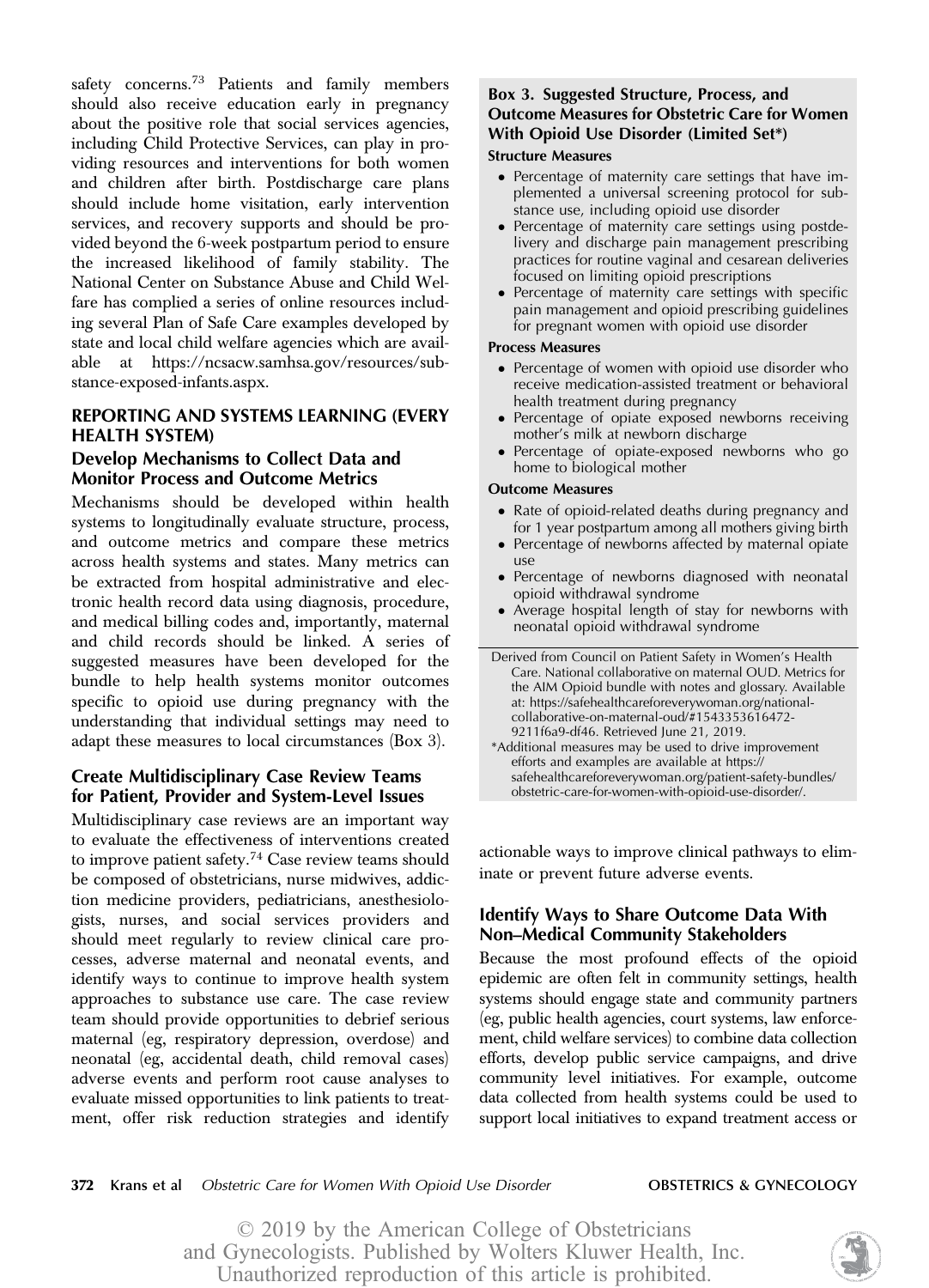safety concerns.[73] Patients and family members should also receive education early in pregnancy about the positive role that social services agencies, including Child Protective Services, can play in providing resources and interventions for both women and children after birth. Postdischarge care plans should include home visitation, early intervention services, and recovery supports and should be provided beyond the 6-week postpartum period to ensure the increased likelihood of family stability. The National Center on Substance Abuse and Child Welfare has complied a series of online resources including several Plan of Safe Care examples developed by state and local child welfare agencies which are available at https://ncsacw.samhsa.gov/resources/substance-exposed-infants.aspx.

## REPORTING AND SYSTEMS LEARNING (EVERY HEALTH SYSTEM)

### Develop Mechanisms to Collect Data and Monitor Process and Outcome Metrics

Mechanisms should be developed within health systems to longitudinally evaluate structure, process, and outcome metrics and compare these metrics across health systems and states. Many metrics can be extracted from hospital administrative and electronic health record data using diagnosis, procedure, and medical billing codes and, importantly, maternal and child records should be linked. A series of suggested measures have been developed for the bundle to help health systems monitor outcomes specific to opioid use during pregnancy with the understanding that individual settings may need to adapt these measures to local circumstances (Box 3).

### Create Multidisciplinary Case Review Teams for Patient, Provider and System-Level Issues

Multidisciplinary case reviews are an important way to evaluate the effectiveness of interventions created to improve patient safety.[74] Case review teams should be composed of obstetricians, nurse midwives, addiction medicine providers, pediatricians, anesthesiologists, nurses, and social services providers and should meet regularly to review clinical care processes, adverse maternal and neonatal events, and identify ways to continue to improve health system approaches to substance use care. The case review team should provide opportunities to debrief serious maternal (eg, respiratory depression, overdose) and neonatal (eg, accidental death, child removal cases) adverse events and perform root cause analyses to evaluate missed opportunities to link patients to treatment, offer risk reduction strategies and identify actionable ways to improve clinical pathways to eliminate or prevent future adverse events.

**Box 3. Suggested Structure, Process, and Outcome Measures for Obstetric Care for Women With Opioid Use Disorder (Limited Set*)**

**Structure Measures**

- Percentage of maternity care settings that have implemented a universal screening protocol for substance use, including opioid use disorder
- Percentage of maternity care settings using postdelivery and discharge pain management prescribing practices for routine vaginal and cesarean deliveries focused on limiting opioid prescriptions
- Percentage of maternity care settings with specific pain management and opioid prescribing guidelines for pregnant women with opioid use disorder

**Process Measures**

- Percentage of women with opioid use disorder who receive medication-assisted treatment or behavioral health treatment during pregnancy
- Percentage of opiate exposed newborns receiving mother's milk at newborn discharge
- Percentage of opiate-exposed newborns who go home to biological mother

**Outcome Measures**

- Rate of opioid-related deaths during pregnancy and for 1 year postpartum among all mothers giving birth
- Percentage of newborns affected by maternal opiate use
- Percentage of newborns diagnosed with neonatal opioid withdrawal syndrome
- Average hospital length of stay for newborns with neonatal opioid withdrawal syndrome

Derived from Council on Patient Safety in Women's Health Care. National collaborative on maternal OUD. Metrics for the AIM Opioid bundle with notes and glossary. Available at: https://safehealthcareforeverywoman.org/national-collaborative-on-maternal-oud/#1543353616472-9211f6a9-df46. Retrieved June 21, 2019.

*Additional measures may be used to drive improvement efforts and examples are available at https://safehealthcareforeverywoman.org/patient-safety-bundles/obstetric-care-for-women-with-opioid-use-disorder/.

### Identify Ways to Share Outcome Data With Non–Medical Community Stakeholders

Because the most profound effects of the opioid epidemic are often felt in community settings, health systems should engage state and community partners (eg, public health agencies, court systems, law enforcement, child welfare services) to combine data collection efforts, develop public service campaigns, and drive community level initiatives. For example, outcome data collected from health systems could be used to support local initiatives to expand treatment access or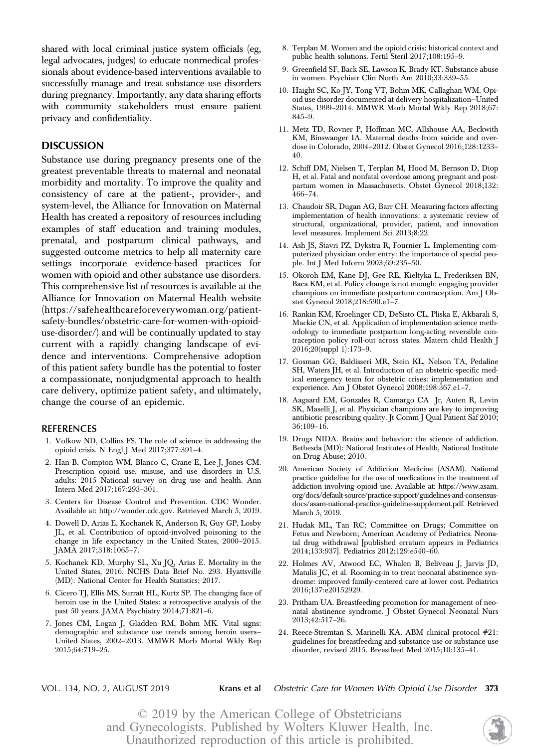shared with local criminal justice system officials (eg, legal advocates, judges) to educate nonmedical professionals about evidence-based interventions available to successfully manage and treat substance use disorders during pregnancy. Importantly, any data sharing efforts with community stakeholders must ensure patient privacy and confidentiality.

## DISCUSSION

Substance use during pregnancy presents one of the greatest preventable threats to maternal and neonatal morbidity and mortality. To improve the quality and consistency of care at the patient-, provider-, and system-level, the Alliance for Innovation on Maternal Health has created a repository of resources including examples of staff education and training modules, prenatal, and postpartum clinical pathways, and suggested outcome metrics to help all maternity care settings incorporate evidence-based practices for women with opioid and other substance use disorders. This comprehensive list of resources is available at the Alliance for Innovation on Maternal Health website (https://safehealthcareforeverywoman.org/patient-safety-bundles/obstetric-care-for-women-with-opioid-use-disorder/) and will be continually updated to stay current with a rapidly changing landscape of evidence and interventions. Comprehensive adoption of this patient safety bundle has the potential to foster a compassionate, nonjudgmental approach to health care delivery, optimize patient safety, and ultimately, change the course of an epidemic.

## REFERENCES

1. Volkow ND, Collins FS. The role of science in addressing the opioid crisis. N Engl J Med 2017;377:391–4.
2. Han B, Compton WM, Blanco C, Crane E, Lee J, Jones CM. Prescription opioid use, misuse, and use disorders in U.S. adults: 2015 National survey on drug use and health. Ann Intern Med 2017;167:293–301.
3. Centers for Disease Control and Prevention. CDC Wonder. Available at: http://wonder.cdc.gov. Retrieved March 5, 2019.
4. Dowell D, Arias E, Kochanek K, Anderson R, Guy GP, Losby JL, et al. Contribution of opioid-involved poisoning to the change in life expectancy in the United States, 2000–2015. JAMA 2017;318:1065–7.
5. Kochanek KD, Murphy SL, Xu JQ, Arias E. Mortality in the United States, 2016. NCHS Data Brief No. 293. Hyattsville (MD): National Center for Health Statistics; 2017.
6. Cicero TJ, Ellis MS, Surratt HL, Kurtz SP. The changing face of heroin use in the United States: a retrospective analysis of the past 50 years. JAMA Psychiatry 2014;71:821–6.
7. Jones CM, Logan J, Gladden RM, Bohm MK. Vital signs: demographic and substance use trends among heroin users–United States, 2002–2013. MMWR Morb Mortal Wkly Rep 2015;64:719–25.
8. Terplan M. Women and the opioid crisis: historical context and public health solutions. Fertil Steril 2017;108:195–9.
9. Greenfield SF, Back SE, Lawson K, Brady KT. Substance abuse in women. Psychiatr Clin North Am 2010;33:339–55.
10. Haight SC, Ko JY, Tong VT, Bohm MK, Callaghan WM. Opioid use disorder documented at delivery hospitalization–United States, 1999–2014. MMWR Morb Mortal Wkly Rep 2018;67:845–9.
11. Metz TD, Rovner P, Hoffman MC, Allshouse AA, Beckwith KM, Binswanger IA. Maternal deaths from suicide and overdose in Colorado, 2004–2012. Obstet Gynecol 2016;128:1233–40.
12. Schiff DM, Nielsen T, Terplan M, Hood M, Bernson D, Diop H, et al. Fatal and nonfatal overdose among pregnant and postpartum women in Massachusetts. Obstet Gynecol 2018;132:466–74.
13. Chaudoir SR, Dugan AG, Barr CH. Measuring factors affecting implementation of health innovations: a systematic review of structural, organizational, provider, patient, and innovation level measures. Implement Sci 2013;8:22.
14. Ash JS, Stavri PZ, Dykstra R, Fournier L. Implementing computerized physician order entry: the importance of special people. Int J Med Inform 2003;69:235–50.
15. Okoroh EM, Kane DJ, Gee RE, Kieltyka L, Frederiksen BN, Baca KM, et al. Policy change is not enough: engaging provider champions on immediate postpartum contraception. Am J Obstet Gynecol 2018;218:590.e1–7.
16. Rankin KM, Kroelinger CD, DeSisto CL, Pliska E, Akbarali S, Mackie CN, et al. Application of implementation science methodology to immediate postpartum long-acting reversible contraception policy roll-out across states. Matern child Health J 2016;20(suppl 1):173–9.
17. Gosman GG, Baldisseri MR, Stein KL, Nelson TA, Pedaline SH, Waters JH, et al. Introduction of an obstetric-specific medical emergency team for obstetric crises: implementation and experience. Am J Obstet Gynecol 2008;198:367.e1–7.
18. Aagaard EM, Gonzales R, Camargo CA Jr, Auten R, Levin SK, Maselli J, et al. Physician champions are key to improving antibiotic prescribing quality. Jt Comm J Qual Patient Saf 2010;36:109–16.
19. Drugs NIDA. Brains and behavior: the science of addiction. Bethesda (MD): National Institutes of Health, National Institute on Drug Abuse; 2010.
20. American Society of Addiction Medicine (ASAM). National practice guideline for the use of medications in the treatment of addiction involving opioid use. Available at: https://www.asam.org/docs/default-source/practice-support/guidelines-and-consensus-docs/asam-national-practice-guideline-supplement.pdf. Retrieved March 5, 2019.
21. Hudak ML, Tan RC; Committee on Drugs; Committee on Fetus and Newborn; American Academy of Pediatrics. Neonatal drug withdrawal [published erratum appears in Pediatrics 2014;133:937]. Pediatrics 2012;129:e540–60.
22. Holmes AV, Atwood EC, Whalen B, Beliveau J, Jarvis JD, Matulis JC, et al. Rooming-in to treat neonatal abstinence syndrome: improved family-centered care at lower cost. Pediatrics 2016;137:e20152929.
23. Pritham UA. Breastfeeding promotion for management of neonatal abstinence syndrome. J Obstet Gynecol Neonatal Nurs 2013;42:517–26.
24. Reece-Stremtan S, Marinelli KA. ABM clinical protocol #21: guidelines for breastfeeding and substance use or substance use disorder, revised 2015. Breastfeed Med 2015;10:135–41.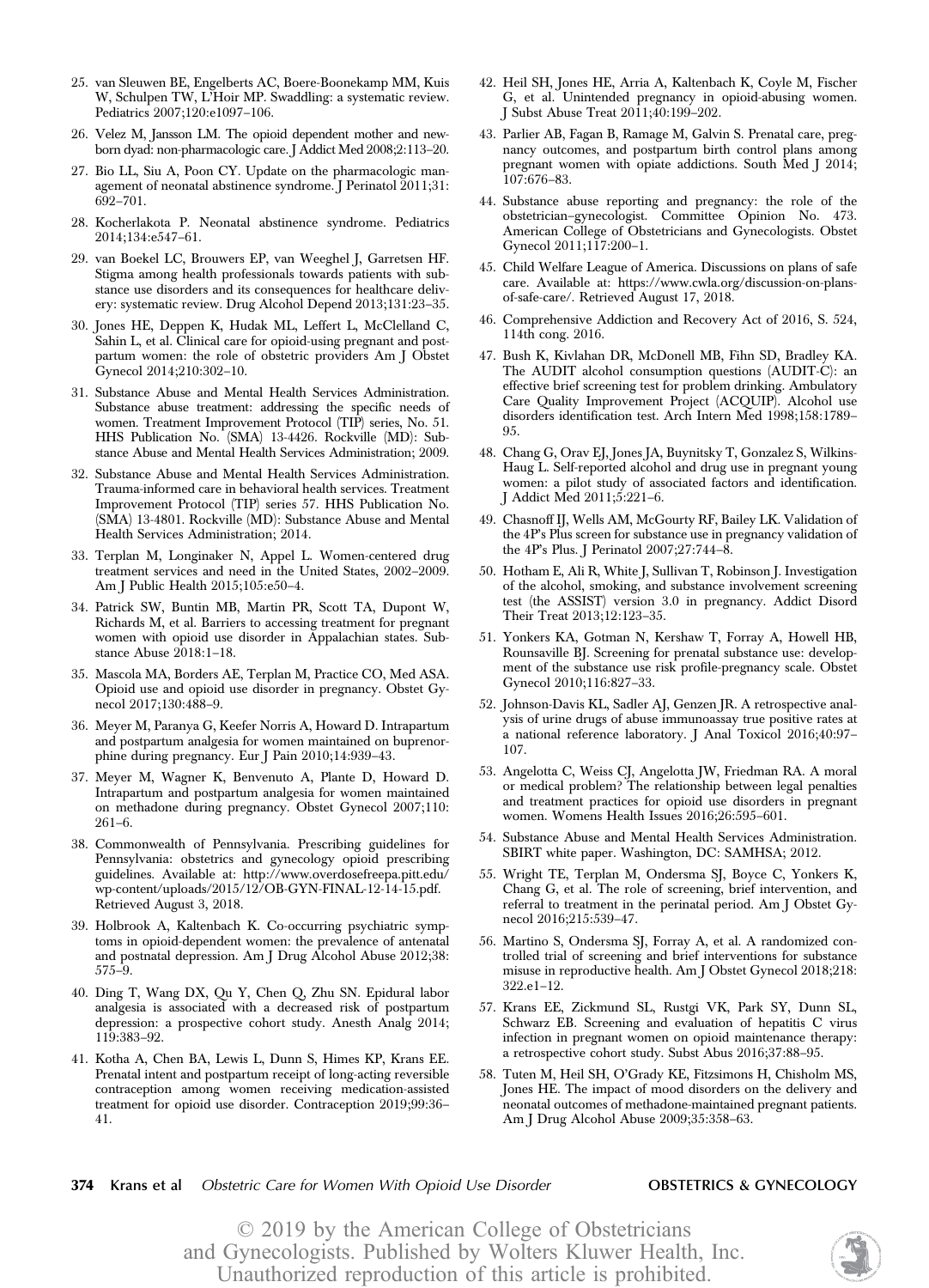25. van Sleuwen BE, Engelberts AC, Boere-Boonekamp MM, Kuis W, Schulpen TW, L'Hoir MP. Swaddling: a systematic review. Pediatrics 2007;120:e1097–106.
26. Velez M, Jansson LM. The opioid dependent mother and newborn dyad: non-pharmacologic care. J Addict Med 2008;2:113–20.
27. Bio LL, Siu A, Poon CY. Update on the pharmacologic management of neonatal abstinence syndrome. J Perinatol 2011;31:692–701.
28. Kocherlakota P. Neonatal abstinence syndrome. Pediatrics 2014;134:e547–61.
29. van Boekel LC, Brouwers EP, van Weeghel J, Garretsen HF. Stigma among health professionals towards patients with substance use disorders and its consequences for healthcare delivery: systematic review. Drug Alcohol Depend 2013;131:23–35.
30. Jones HE, Deppen K, Hudak ML, Leffert L, McClelland C, Sahin L, et al. Clinical care for opioid-using pregnant and postpartum women: the role of obstetric providers Am J Obstet Gynecol 2014;210:302–10.
31. Substance Abuse and Mental Health Services Administration. Substance abuse treatment: addressing the specific needs of women. Treatment Improvement Protocol (TIP) series, No. 51. HHS Publication No. (SMA) 13-4426. Rockville (MD): Substance Abuse and Mental Health Services Administration; 2009.
32. Substance Abuse and Mental Health Services Administration. Trauma-informed care in behavioral health services. Treatment Improvement Protocol (TIP) series 57. HHS Publication No. (SMA) 13-4801. Rockville (MD): Substance Abuse and Mental Health Services Administration; 2014.
33. Terplan M, Longinaker N, Appel L. Women-centered drug treatment services and need in the United States, 2002–2009. Am J Public Health 2015;105:e50–4.
34. Patrick SW, Buntin MB, Martin PR, Scott TA, Dupont W, Richards M, et al. Barriers to accessing treatment for pregnant women with opioid use disorder in Appalachian states. Substance Abuse 2018:1–18.
35. Mascola MA, Borders AE, Terplan M, Practice CO, Med ASA. Opioid use and opioid use disorder in pregnancy. Obstet Gynecol 2017;130:488–9.
36. Meyer M, Paranya G, Keefer Norris A, Howard D. Intrapartum and postpartum analgesia for women maintained on buprenorphine during pregnancy. Eur J Pain 2010;14:939–43.
37. Meyer M, Wagner K, Benvenuto A, Plante D, Howard D. Intrapartum and postpartum analgesia for women maintained on methadone during pregnancy. Obstet Gynecol 2007;110:261–6.
38. Commonwealth of Pennsylvania. Prescribing guidelines for Pennsylvania: obstetrics and gynecology opioid prescribing guidelines. Available at: http://www.overdosefreepa.pitt.edu/wp-content/uploads/2015/12/OB-GYN-FINAL-12-14-15.pdf. Retrieved August 3, 2018.
39. Holbrook A, Kaltenbach K. Co-occurring psychiatric symptoms in opioid-dependent women: the prevalence of antenatal and postnatal depression. Am J Drug Alcohol Abuse 2012;38:575–9.
40. Ding T, Wang DX, Qu Y, Chen Q, Zhu SN. Epidural labor analgesia is associated with a decreased risk of postpartum depression: a prospective cohort study. Anesth Analg 2014;119:383–92.
41. Kotha A, Chen BA, Lewis L, Dunn S, Himes KP, Krans EE. Prenatal intent and postpartum receipt of long-acting reversible contraception among women receiving medication-assisted treatment for opioid use disorder. Contraception 2019;99:36–41.
42. Heil SH, Jones HE, Arria A, Kaltenbach K, Coyle M, Fischer G, et al. Unintended pregnancy in opioid-abusing women. J Subst Abuse Treat 2011;40:199–202.
43. Parlier AB, Fagan B, Ramage M, Galvin S. Prenatal care, pregnancy outcomes, and postpartum birth control plans among pregnant women with opiate addictions. South Med J 2014;107:676–83.
44. Substance abuse reporting and pregnancy: the role of the obstetrician–gynecologist. Committee Opinion No. 473. American College of Obstetricians and Gynecologists. Obstet Gynecol 2011;117:200–1.
45. Child Welfare League of America. Discussions on plans of safe care. Available at: https://www.cwla.org/discussion-on-plans-of-safe-care/. Retrieved August 17, 2018.
46. Comprehensive Addiction and Recovery Act of 2016, S. 524, 114th cong. 2016.
47. Bush K, Kivlahan DR, McDonell MB, Fihn SD, Bradley KA. The AUDIT alcohol consumption questions (AUDIT-C): an effective brief screening test for problem drinking. Ambulatory Care Quality Improvement Project (ACQUIP). Alcohol use disorders identification test. Arch Intern Med 1998;158:1789–95.
48. Chang G, Orav EJ, Jones JA, Buynitsky T, Gonzalez S, Wilkins-Haug L. Self-reported alcohol and drug use in pregnant young women: a pilot study of associated factors and identification. J Addict Med 2011;5:221–6.
49. Chasnoff IJ, Wells AM, McGourty RF, Bailey LK. Validation of the 4P's Plus screen for substance use in pregnancy validation of the 4P's Plus. J Perinatol 2007;27:744–8.
50. Hotham E, Ali R, White J, Sullivan T, Robinson J. Investigation of the alcohol, smoking, and substance involvement screening test (the ASSIST) version 3.0 in pregnancy. Addict Disord Their Treat 2013;12:123–35.
51. Yonkers KA, Gotman N, Kershaw T, Forray A, Howell HB, Rounsaville BJ. Screening for prenatal substance use: development of the substance use risk profile-pregnancy scale. Obstet Gynecol 2010;116:827–33.
52. Johnson-Davis KL, Sadler AJ, Genzen JR. A retrospective analysis of urine drugs of abuse immunoassay true positive rates at a national reference laboratory. J Anal Toxicol 2016;40:97–107.
53. Angelotta C, Weiss CJ, Angelotta JW, Friedman RA. A moral or medical problem? The relationship between legal penalties and treatment practices for opioid use disorders in pregnant women. Womens Health Issues 2016;26:595–601.
54. Substance Abuse and Mental Health Services Administration. SBIRT white paper. Washington, DC: SAMHSA; 2012.
55. Wright TE, Terplan M, Ondersma SJ, Boyce C, Yonkers K, Chang G, et al. The role of screening, brief intervention, and referral to treatment in the perinatal period. Am J Obstet Gynecol 2016;215:539–47.
56. Martino S, Ondersma SJ, Forray A, et al. A randomized controlled trial of screening and brief interventions for substance misuse in reproductive health. Am J Obstet Gynecol 2018;218:322.e1–12.
57. Krans EE, Zickmund SL, Rustgi VK, Park SY, Dunn SL, Schwarz EB. Screening and evaluation of hepatitis C virus infection in pregnant women on opioid maintenance therapy: a retrospective cohort study. Subst Abus 2016;37:88–95.
58. Tuten M, Heil SH, O'Grady KE, Fitzsimons H, Chisholm MS, Jones HE. The impact of mood disorders on the delivery and neonatal outcomes of methadone-maintained pregnant patients. Am J Drug Alcohol Abuse 2009;35:358–63.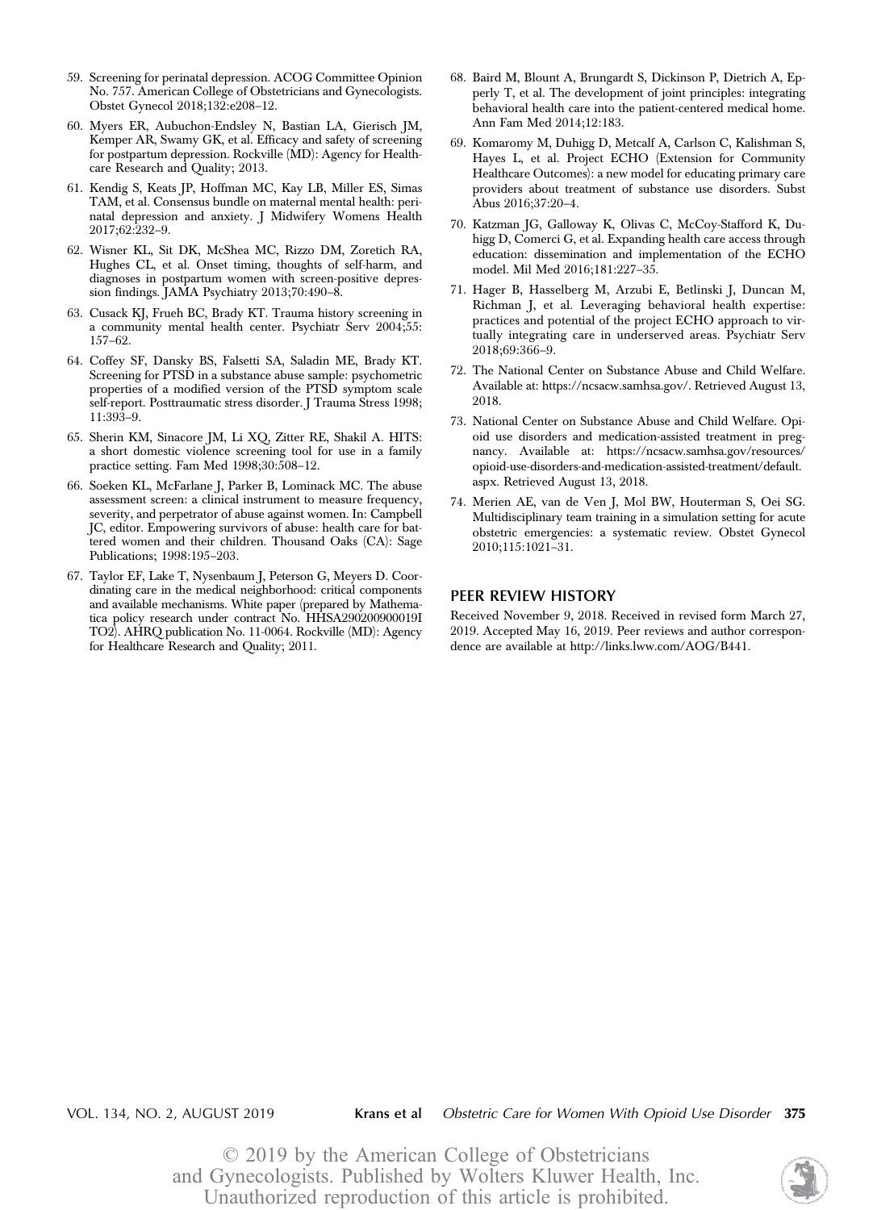59. Screening for perinatal depression. ACOG Committee Opinion No. 757. American College of Obstetricians and Gynecologists. Obstet Gynecol 2018;132:e208–12.
60. Myers ER, Aubuchon-Endsley N, Bastian LA, Gierisch JM, Kemper AR, Swamy GK, et al. Efficacy and safety of screening for postpartum depression. Rockville (MD): Agency for Healthcare Research and Quality; 2013.
61. Kendig S, Keats JP, Hoffman MC, Kay LB, Miller ES, Simas TAM, et al. Consensus bundle on maternal mental health: perinatal depression and anxiety. J Midwifery Womens Health 2017;62:232–9.
62. Wisner KL, Sit DK, McShea MC, Rizzo DM, Zoretich RA, Hughes CL, et al. Onset timing, thoughts of self-harm, and diagnoses in postpartum women with screen-positive depression findings. JAMA Psychiatry 2013;70:490–8.
63. Cusack KJ, Frueh BC, Brady KT. Trauma history screening in a community mental health center. Psychiatr Serv 2004;55: 157–62.
64. Coffey SF, Dansky BS, Falsetti SA, Saladin ME, Brady KT. Screening for PTSD in a substance abuse sample: psychometric properties of a modified version of the PTSD symptom scale self-report. Posttraumatic stress disorder. J Trauma Stress 1998; 11:393–9.
65. Sherin KM, Sinacore JM, Li XQ, Zitter RE, Shakil A. HITS: a short domestic violence screening tool for use in a family practice setting. Fam Med 1998;30:508–12.
66. Soeken KL, McFarlane J, Parker B, Lominack MC. The abuse assessment screen: a clinical instrument to measure frequency, severity, and perpetrator of abuse against women. In: Campbell JC, editor. Empowering survivors of abuse: health care for battered women and their children. Thousand Oaks (CA): Sage Publications; 1998:195–203.
67. Taylor EF, Lake T, Nysenbaum J, Peterson G, Meyers D. Coordinating care in the medical neighborhood: critical components and available mechanisms. White paper (prepared by Mathematica policy research under contract No. HHSA290200900019I TO2). AHRQ publication No. 11-0064. Rockville (MD): Agency for Healthcare Research and Quality; 2011.
68. Baird M, Blount A, Brungardt S, Dickinson P, Dietrich A, Epperly T, et al. The development of joint principles: integrating behavioral health care into the patient-centered medical home. Ann Fam Med 2014;12:183.
69. Komaromy M, Duhigg D, Metcalf A, Carlson C, Kalishman S, Hayes L, et al. Project ECHO (Extension for Community Healthcare Outcomes): a new model for educating primary care providers about treatment of substance use disorders. Subst Abus 2016;37:20–4.
70. Katzman JG, Galloway K, Olivas C, McCoy-Stafford K, Duhigg D, Comerci G, et al. Expanding health care access through education: dissemination and implementation of the ECHO model. Mil Med 2016;181:227–35.
71. Hager B, Hasselberg M, Arzubi E, Betlinski J, Duncan M, Richman J, et al. Leveraging behavioral health expertise: practices and potential of the project ECHO approach to virtually integrating care in underserved areas. Psychiatr Serv 2018;69:366–9.
72. The National Center on Substance Abuse and Child Welfare. Available at: https://ncsacw.samhsa.gov/. Retrieved August 13, 2018.
73. National Center on Substance Abuse and Child Welfare. Opioid use disorders and medication-assisted treatment in pregnancy. Available at: https://ncsacw.samhsa.gov/resources/opioid-use-disorders-and-medication-assisted-treatment/default.aspx. Retrieved August 13, 2018.
74. Merien AE, van de Ven J, Mol BW, Houterman S, Oei SG. Multidisciplinary team training in a simulation setting for acute obstetric emergencies: a systematic review. Obstet Gynecol 2010;115:1021–31.

## PEER REVIEW HISTORY

Received November 9, 2018. Received in revised form March 27, 2019. Accepted May 16, 2019. Peer reviews and author correspondence are available at http://links.lww.com/AOG/B441.